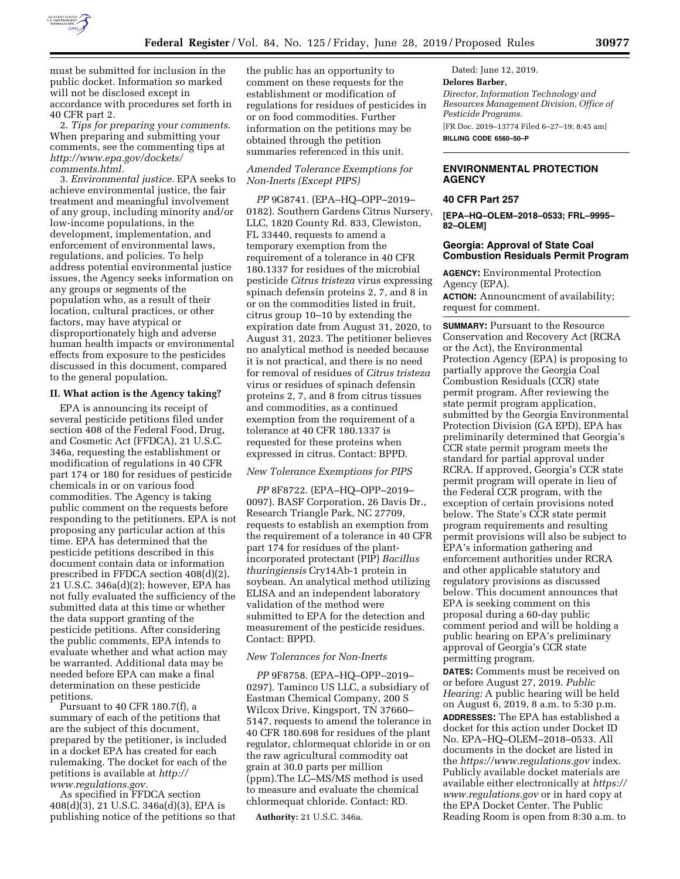must be submitted for inclusion in the public docket. Information so marked will not be disclosed except in accordance with procedures set forth in 40 CFR part 2.

2. *Tips for preparing your comments.* When preparing and submitting your comments, see the commenting tips at *http://www.epa.gov/dockets/comments.html.*

3. *Environmental justice.* EPA seeks to achieve environmental justice, the fair treatment and meaningful involvement of any group, including minority and/or low-income populations, in the development, implementation, and enforcement of environmental laws, regulations, and policies. To help address potential environmental justice issues, the Agency seeks information on any groups or segments of the population who, as a result of their location, cultural practices, or other factors, may have atypical or disproportionately high and adverse human health impacts or environmental effects from exposure to the pesticides discussed in this document, compared to the general population.

## II. What action is the Agency taking?

EPA is announcing its receipt of several pesticide petitions filed under section 408 of the Federal Food, Drug, and Cosmetic Act (FFDCA), 21 U.S.C. 346a, requesting the establishment or modification of regulations in 40 CFR part 174 or 180 for residues of pesticide chemicals in or on various food commodities. The Agency is taking public comment on the requests before responding to the petitioners. EPA is not proposing any particular action at this time. EPA has determined that the pesticide petitions described in this document contain data or information prescribed in FFDCA section 408(d)(2), 21 U.S.C. 346a(d)(2); however, EPA has not fully evaluated the sufficiency of the submitted data at this time or whether the data support granting of the pesticide petitions. After considering the public comments, EPA intends to evaluate whether and what action may be warranted. Additional data may be needed before EPA can make a final determination on these pesticide petitions.

Pursuant to 40 CFR 180.7(f), a summary of each of the petitions that are the subject of this document, prepared by the petitioner, is included in a docket EPA has created for each rulemaking. The docket for each of the petitions is available at *http://www.regulations.gov.*

As specified in FFDCA section 408(d)(3), 21 U.S.C. 346a(d)(3), EPA is publishing notice of the petitions so that the public has an opportunity to comment on these requests for the establishment or modification of regulations for residues of pesticides in or on food commodities. Further information on the petitions may be obtained through the petition summaries referenced in this unit.

### *Amended Tolerance Exemptions for Non-Inerts (Except PIPS)*

*PP* 9G8741. (EPA–HQ–OPP–2019–0182). Southern Gardens Citrus Nursery, LLC, 1820 County Rd. 833, Clewiston, FL 33440, requests to amend a temporary exemption from the requirement of a tolerance in 40 CFR 180.1337 for residues of the microbial pesticide *Citrus tristeza* virus expressing spinach defensin proteins 2, 7, and 8 in or on the commodities listed in fruit, citrus group 10–10 by extending the expiration date from August 31, 2020, to August 31, 2023. The petitioner believes no analytical method is needed because it is not practical, and there is no need for removal of residues of *Citrus tristeza* virus or residues of spinach defensin proteins 2, 7, and 8 from citrus tissues and commodities, as a continued exemption from the requirement of a tolerance at 40 CFR 180.1337 is requested for these proteins when expressed in citrus. Contact: BPPD.

### *New Tolerance Exemptions for PIPS*

*PP* 8F8722. (EPA–HQ–OPP–2019–0097). BASF Corporation, 26 Davis Dr., Research Triangle Park, NC 27709, requests to establish an exemption from the requirement of a tolerance in 40 CFR part 174 for residues of the plant-incorporated protectant (PIP) *Bacillus thuringiensis* Cry14Ab-1 protein in soybean. An analytical method utilizing ELISA and an independent laboratory validation of the method were submitted to EPA for the detection and measurement of the pesticide residues. Contact: BPPD.

### *New Tolerances for Non-Inerts*

*PP* 9F8758. (EPA–HQ–OPP–2019–0297). Taminco US LLC, a subsidiary of Eastman Chemical Company, 200 S Wilcox Drive, Kingsport, TN 37660–5147, requests to amend the tolerance in 40 CFR 180.698 for residues of the plant regulator, chlormequat chloride in or on the raw agricultural commodity oat grain at 30.0 parts per million (ppm).The LC–MS/MS method is used to measure and evaluate the chemical chlormequat chloride. Contact: RD.

**Authority:** 21 U.S.C. 346a.

Dated: June 12, 2019.

**Delores Barber,**

*Director, Information Technology and Resources Management Division, Office of Pesticide Programs.*

[FR Doc. 2019–13774 Filed 6–27–19; 8:45 am]

**BILLING CODE 6560–50–P**

---

## ENVIRONMENTAL PROTECTION AGENCY

### 40 CFR Part 257

**[EPA–HQ–OLEM–2018–0533; FRL–9995–82–OLEM]**

### Georgia: Approval of State Coal Combustion Residuals Permit Program

**AGENCY:** Environmental Protection Agency (EPA).

**ACTION:** Announcment of availability; request for comment.

**SUMMARY:** Pursuant to the Resource Conservation and Recovery Act (RCRA or the Act), the Environmental Protection Agency (EPA) is proposing to partially approve the Georgia Coal Combustion Residuals (CCR) state permit program. After reviewing the state permit program application, submitted by the Georgia Environmental Protection Division (GA EPD), EPA has preliminarily determined that Georgia's CCR state permit program meets the standard for partial approval under RCRA. If approved, Georgia's CCR state permit program will operate in lieu of the Federal CCR program, with the exception of certain provisions noted below. The State's CCR state permit program requirements and resulting permit provisions will also be subject to EPA's information gathering and enforcement authorities under RCRA and other applicable statutory and regulatory provisions as discussed below. This document announces that EPA is seeking comment on this proposal during a 60-day public comment period and will be holding a public hearing on EPA's preliminary approval of Georgia's CCR state permitting program.

**DATES:** Comments must be received on or before August 27, 2019. *Public Hearing:* A public hearing will be held on August 6, 2019, 8 a.m. to 5:30 p.m.

**ADDRESSES:** The EPA has established a docket for this action under Docket ID No. EPA–HQ–OLEM–2018–0533. All documents in the docket are listed in the *https://www.regulations.gov* index. Publicly available docket materials are available either electronically at *https://www.regulations.gov* or in hard copy at the EPA Docket Center. The Public Reading Room is open from 8:30 a.m. to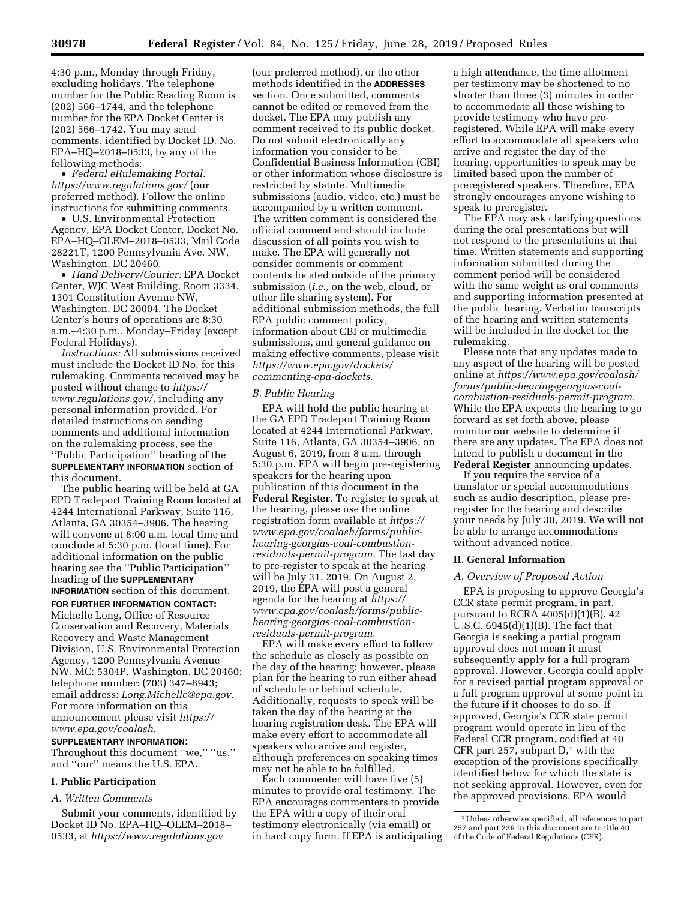4:30 p.m., Monday through Friday, excluding holidays. The telephone number for the Public Reading Room is (202) 566–1744, and the telephone number for the EPA Docket Center is (202) 566–1742. You may send comments, identified by Docket ID. No. EPA–HQ–2018–0533, by any of the following methods:

- *Federal eRulemaking Portal: https://www.regulations.gov/* (our preferred method). Follow the online instructions for submitting comments.
- U.S. Environmental Protection Agency, EPA Docket Center, Docket No. EPA–HQ–OLEM–2018–0533, Mail Code 28221T, 1200 Pennsylvania Ave. NW, Washington, DC 20460.
- *Hand Delivery/Courier:* EPA Docket Center, WJC West Building, Room 3334, 1301 Constitution Avenue NW, Washington, DC 20004. The Docket Center's hours of operations are 8:30 a.m.–4:30 p.m., Monday–Friday (except Federal Holidays).

*Instructions:* All submissions received must include the Docket ID No. for this rulemaking. Comments received may be posted without change to *https://www.regulations.gov/,* including any personal information provided. For detailed instructions on sending comments and additional information on the rulemaking process, see the "Public Participation" heading of the **SUPPLEMENTARY INFORMATION** section of this document.

The public hearing will be held at GA EPD Tradeport Training Room located at 4244 International Parkway, Suite 116, Atlanta, GA 30354–3906. The hearing will convene at 8:00 a.m. local time and conclude at 5:30 p.m. (local time). For additional information on the public hearing see the "Public Participation" heading of the **SUPPLEMENTARY INFORMATION** section of this document.

**FOR FURTHER INFORMATION CONTACT:** Michelle Long, Office of Resource Conservation and Recovery, Materials Recovery and Waste Management Division, U.S. Environmental Protection Agency, 1200 Pennsylvania Avenue NW, MC: 5304P, Washington, DC 20460; telephone number: (703) 347–8943; email address: *Long.Michelle@epa.gov.* For more information on this announcement please visit *https://www.epa.gov/coalash.*

**SUPPLEMENTARY INFORMATION:** Throughout this document "we," "us," and "our" means the U.S. EPA.

## I. Public Participation

### A. Written Comments

Submit your comments, identified by Docket ID No. EPA–HQ–OLEM–2018–0533, at *https://www.regulations.gov* (our preferred method), or the other methods identified in the **ADDRESSES** section. Once submitted, comments cannot be edited or removed from the docket. The EPA may publish any comment received to its public docket. Do not submit electronically any information you consider to be Confidential Business Information (CBI) or other information whose disclosure is restricted by statute. Multimedia submissions (audio, video, etc.) must be accompanied by a written comment. The written comment is considered the official comment and should include discussion of all points you wish to make. The EPA will generally not consider comments or comment contents located outside of the primary submission (*i.e.,* on the web, cloud, or other file sharing system). For additional submission methods, the full EPA public comment policy, information about CBI or multimedia submissions, and general guidance on making effective comments, please visit *https://www.epa.gov/dockets/commenting-epa-dockets.*

### B. Public Hearing

EPA will hold the public hearing at the GA EPD Tradeport Training Room located at 4244 International Parkway, Suite 116, Atlanta, GA 30354–3906, on August 6, 2019, from 8 a.m. through 5:30 p.m. EPA will begin pre-registering speakers for the hearing upon publication of this document in the **Federal Register**. To register to speak at the hearing, please use the online registration form available at *https://www.epa.gov/coalash/forms/public-hearing-georgias-coal-combustion-residuals-permit-program.* The last day to pre-register to speak at the hearing will be July 31, 2019. On August 2, 2019, the EPA will post a general agenda for the hearing at *https://www.epa.gov/coalash/forms/public-hearing-georgias-coal-combustion-residuals-permit-program.*

EPA will make every effort to follow the schedule as closely as possible on the day of the hearing; however, please plan for the hearing to run either ahead of schedule or behind schedule. Additionally, requests to speak will be taken the day of the hearing at the hearing registration desk. The EPA will make every effort to accommodate all speakers who arrive and register, although preferences on speaking times may not be able to be fulfilled.

Each commenter will have five (5) minutes to provide oral testimony. The EPA encourages commenters to provide the EPA with a copy of their oral testimony electronically (via email) or in hard copy form. If EPA is anticipating a high attendance, the time allotment per testimony may be shortened to no shorter than three (3) minutes in order to accommodate all those wishing to provide testimony who have pre-registered. While EPA will make every effort to accommodate all speakers who arrive and register the day of the hearing, opportunities to speak may be limited based upon the number of preregistered speakers. Therefore, EPA strongly encourages anyone wishing to speak to preregister.

The EPA may ask clarifying questions during the oral presentations but will not respond to the presentations at that time. Written statements and supporting information submitted during the comment period will be considered with the same weight as oral comments and supporting information presented at the public hearing. Verbatim transcripts of the hearing and written statements will be included in the docket for the rulemaking.

Please note that any updates made to any aspect of the hearing will be posted online at *https://www.epa.gov/coalash/forms/public-hearing-georgias-coal-combustion-residuals-permit-program.* While the EPA expects the hearing to go forward as set forth above, please monitor our website to determine if there are any updates. The EPA does not intend to publish a document in the **Federal Register** announcing updates.

If you require the service of a translator or special accommodations such as audio description, please pre-register for the hearing and describe your needs by July 30, 2019. We will not be able to arrange accommodations without advanced notice.

## II. General Information

### A. Overview of Proposed Action

EPA is proposing to approve Georgia's CCR state permit program, in part, pursuant to RCRA 4005(d)(1)(B). 42 U.S.C. 6945(d)(1)(B). The fact that Georgia is seeking a partial program approval does not mean it must subsequently apply for a full program approval. However, Georgia could apply for a revised partial program approval or a full program approval at some point in the future if it chooses to do so. If approved, Georgia's CCR state permit program would operate in lieu of the Federal CCR program, codified at 40 CFR part 257, subpart D,[1] with the exception of the provisions specifically identified below for which the state is not seeking approval. However, even for the approved provisions, EPA would

[1] Unless otherwise specified, all references to part 257 and part 239 in this document are to title 40 of the Code of Federal Regulations (CFR).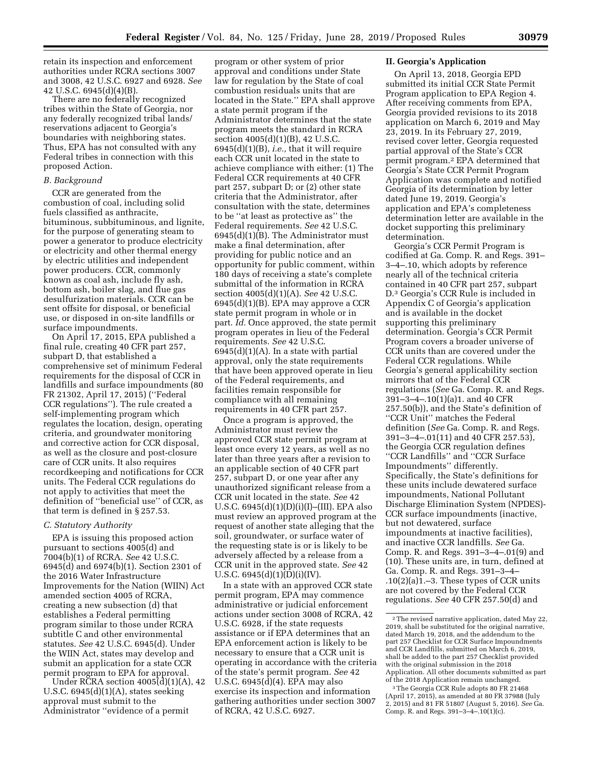retain its inspection and enforcement authorities under RCRA sections 3007 and 3008, 42 U.S.C. 6927 and 6928. *See* 42 U.S.C. 6945(d)(4)(B).

There are no federally recognized tribes within the State of Georgia, nor any federally recognized tribal lands/reservations adjacent to Georgia's boundaries with neighboring states. Thus, EPA has not consulted with any Federal tribes in connection with this proposed Action.

### *B. Background*

CCR are generated from the combustion of coal, including solid fuels classified as anthracite, bituminous, subbituminous, and lignite, for the purpose of generating steam to power a generator to produce electricity or electricity and other thermal energy by electric utilities and independent power producers. CCR, commonly known as coal ash, include fly ash, bottom ash, boiler slag, and flue gas desulfurization materials. CCR can be sent offsite for disposal, or beneficial use, or disposed in on-site landfills or surface impoundments.

On April 17, 2015, EPA published a final rule, creating 40 CFR part 257, subpart D, that established a comprehensive set of minimum Federal requirements for the disposal of CCR in landfills and surface impoundments (80 FR 21302, April 17, 2015) (''Federal CCR regulations''). The rule created a self-implementing program which regulates the location, design, operating criteria, and groundwater monitoring and corrective action for CCR disposal, as well as the closure and post-closure care of CCR units. It also requires recordkeeping and notifications for CCR units. The Federal CCR regulations do not apply to activities that meet the definition of ''beneficial use'' of CCR, as that term is defined in § 257.53.

### *C. Statutory Authority*

EPA is issuing this proposed action pursuant to sections 4005(d) and 7004(b)(1) of RCRA. *See* 42 U.S.C. 6945(d) and 6974(b)(1). Section 2301 of the 2016 Water Infrastructure Improvements for the Nation (WIIN) Act amended section 4005 of RCRA, creating a new subsection (d) that establishes a Federal permitting program similar to those under RCRA subtitle C and other environmental statutes. *See* 42 U.S.C. 6945(d). Under the WIIN Act, states may develop and submit an application for a state CCR permit program to EPA for approval.

Under RCRA section 4005(d)(1)(A), 42 U.S.C. 6945(d)(1)(A), states seeking approval must submit to the Administrator ''evidence of a permit program or other system of prior approval and conditions under State law for regulation by the State of coal combustion residuals units that are located in the State.'' EPA shall approve a state permit program if the Administrator determines that the state program meets the standard in RCRA section 4005(d)(1)(B), 42 U.S.C. 6945(d)(1)(B), *i.e.,* that it will require each CCR unit located in the state to achieve compliance with either: (1) The Federal CCR requirements at 40 CFR part 257, subpart D; or (2) other state criteria that the Administrator, after consultation with the state, determines to be ''at least as protective as'' the Federal requirements. *See* 42 U.S.C. 6945(d)(1)(B). The Administrator must make a final determination, after providing for public notice and an opportunity for public comment, within 180 days of receiving a state's complete submittal of the information in RCRA section 4005(d)(1)(A). *See* 42 U.S.C. 6945(d)(1)(B). EPA may approve a CCR state permit program in whole or in part. *Id.* Once approved, the state permit program operates in lieu of the Federal requirements. *See* 42 U.S.C. 6945(d)(1)(A). In a state with partial approval, only the state requirements that have been approved operate in lieu of the Federal requirements, and facilities remain responsible for compliance with all remaining requirements in 40 CFR part 257.

Once a program is approved, the Administrator must review the approved CCR state permit program at least once every 12 years, as well as no later than three years after a revision to an applicable section of 40 CFR part 257, subpart D, or one year after any unauthorized significant release from a CCR unit located in the state. *See* 42 U.S.C. 6945(d)(1)(D)(i)(I)–(III). EPA also must review an approved program at the request of another state alleging that the soil, groundwater, or surface water of the requesting state is or is likely to be adversely affected by a release from a CCR unit in the approved state. *See* 42 U.S.C. 6945(d)(1)(D)(i)(IV).

In a state with an approved CCR state permit program, EPA may commence administrative or judicial enforcement actions under section 3008 of RCRA, 42 U.S.C. 6928, if the state requests assistance or if EPA determines that an EPA enforcement action is likely to be necessary to ensure that a CCR unit is operating in accordance with the criteria of the state's permit program. *See* 42 U.S.C. 6945(d)(4). EPA may also exercise its inspection and information gathering authorities under section 3007 of RCRA, 42 U.S.C. 6927.

## II. Georgia's Application

On April 13, 2018, Georgia EPD submitted its initial CCR State Permit Program application to EPA Region 4. After receiving comments from EPA, Georgia provided revisions to its 2018 application on March 6, 2019 and May 23, 2019. In its February 27, 2019, revised cover letter, Georgia requested partial approval of the State's CCR permit program.[2] EPA determined that Georgia's State CCR Permit Program Application was complete and notified Georgia of its determination by letter dated June 19, 2019. Georgia's application and EPA's completeness determination letter are available in the docket supporting this preliminary determination.

Georgia's CCR Permit Program is codified at Ga. Comp. R. and Regs. 391–3–4–.10, which adopts by reference nearly all of the technical criteria contained in 40 CFR part 257, subpart D.[3] Georgia's CCR Rule is included in Appendix C of Georgia's application and is available in the docket supporting this preliminary determination. Georgia's CCR Permit Program covers a broader universe of CCR units than are covered under the Federal CCR regulations. While Georgia's general applicability section mirrors that of the Federal CCR regulations (*See* Ga. Comp. R. and Regs. 391–3–4–.10(1)(a)1. and 40 CFR 257.50(b)), and the State's definition of ''CCR Unit'' matches the Federal definition (*See* Ga. Comp. R. and Regs. 391–3–4–.01(11) and 40 CFR 257.53), the Georgia CCR regulation defines ''CCR Landfills'' and ''CCR Surface Impoundments'' differently. Specifically, the State's definitions for these units include dewatered surface impoundments, National Pollutant Discharge Elimination System (NPDES)-CCR surface impoundments (inactive, but not dewatered, surface impoundments at inactive facilities), and inactive CCR landfills. *See* Ga. Comp. R. and Regs. 391–3–4–.01(9) and (10). These units are, in turn, defined at Ga. Comp. R. and Regs. 391–3–4–.10(2)(a)1.–3. These types of CCR units are not covered by the Federal CCR regulations. *See* 40 CFR 257.50(d) and

---

[2] The revised narrative application, dated May 22, 2019, shall be substituted for the original narrative, dated March 19, 2018, and the addendum to the part 257 Checklist for CCR Surface Impoundments and CCR Landfills, submitted on March 6, 2019, shall be added to the part 257 Checklist provided with the original submission in the 2018 Application. All other documents submitted as part of the 2018 Application remain unchanged.

[3] The Georgia CCR Rule adopts 80 FR 21468 (April 17, 2015), as amended at 80 FR 37988 (July 2, 2015) and 81 FR 51807 (August 5, 2016). *See* Ga. Comp. R. and Regs. 391–3–4–.10(1)(c).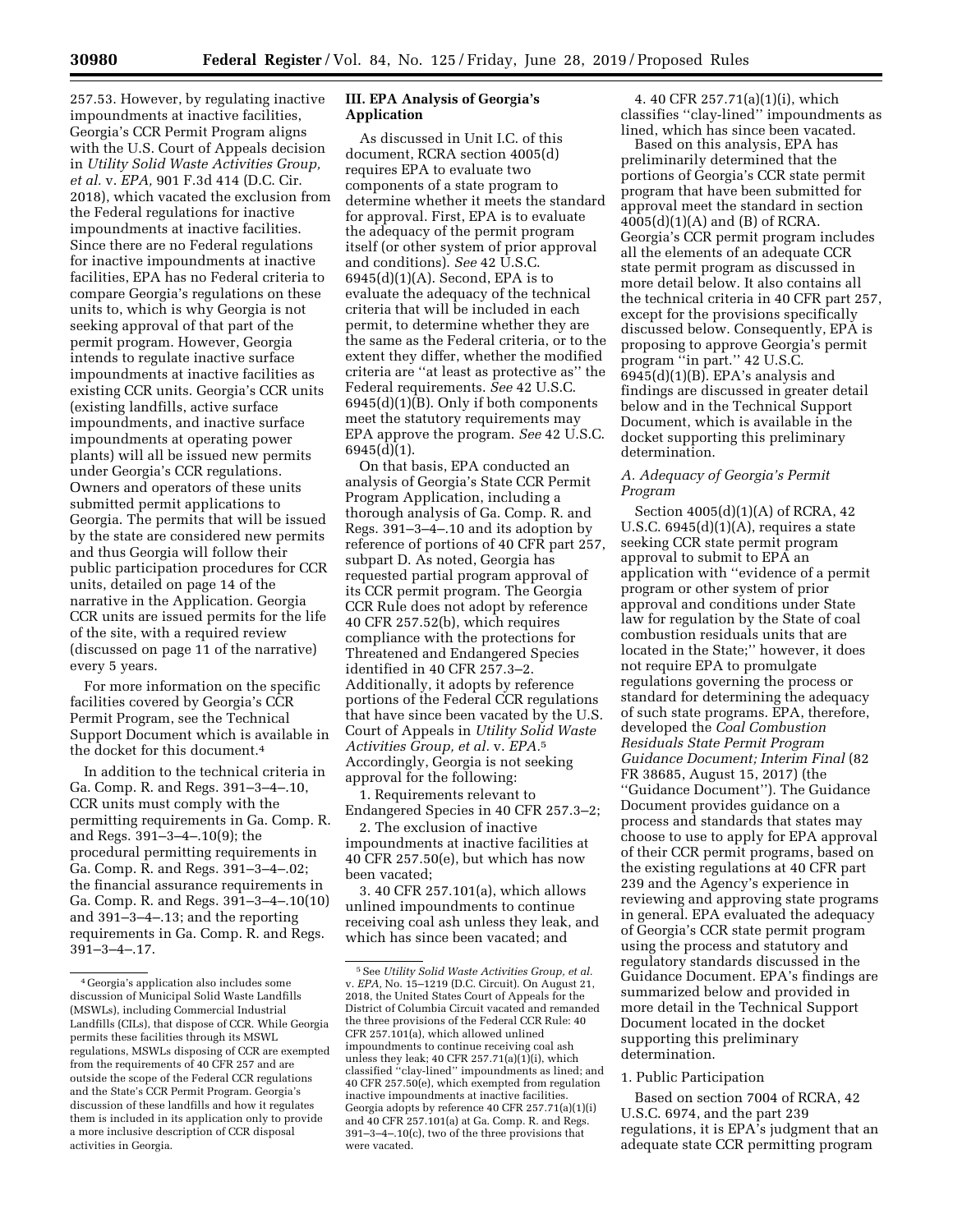257.53. However, by regulating inactive impoundments at inactive facilities, Georgia's CCR Permit Program aligns with the U.S. Court of Appeals decision in *Utility Solid Waste Activities Group, et al.* v. *EPA,* 901 F.3d 414 (D.C. Cir. 2018), which vacated the exclusion from the Federal regulations for inactive impoundments at inactive facilities. Since there are no Federal regulations for inactive impoundments at inactive facilities, EPA has no Federal criteria to compare Georgia's regulations on these units to, which is why Georgia is not seeking approval of that part of the permit program. However, Georgia intends to regulate inactive surface impoundments at inactive facilities as existing CCR units. Georgia's CCR units (existing landfills, active surface impoundments, and inactive surface impoundments at operating power plants) will all be issued new permits under Georgia's CCR regulations. Owners and operators of these units submitted permit applications to Georgia. The permits that will be issued by the state are considered new permits and thus Georgia will follow their public participation procedures for CCR units, detailed on page 14 of the narrative in the Application. Georgia CCR units are issued permits for the life of the site, with a required review (discussed on page 11 of the narrative) every 5 years.

For more information on the specific facilities covered by Georgia's CCR Permit Program, see the Technical Support Document which is available in the docket for this document.[4]

In addition to the technical criteria in Ga. Comp. R. and Regs. 391–3–4–.10, CCR units must comply with the permitting requirements in Ga. Comp. R. and Regs. 391–3–4–.10(9); the procedural permitting requirements in Ga. Comp. R. and Regs. 391–3–4–.02; the financial assurance requirements in Ga. Comp. R. and Regs. 391–3–4–.10(10) and 391–3–4–.13; and the reporting requirements in Ga. Comp. R. and Regs. 391–3–4–.17.

## III. EPA Analysis of Georgia's Application

As discussed in Unit I.C. of this document, RCRA section 4005(d) requires EPA to evaluate two components of a state program to determine whether it meets the standard for approval. First, EPA is to evaluate the adequacy of the permit program itself (or other system of prior approval and conditions). *See* 42 U.S.C. 6945(d)(1)(A). Second, EPA is to evaluate the adequacy of the technical criteria that will be included in each permit, to determine whether they are the same as the Federal criteria, or to the extent they differ, whether the modified criteria are ''at least as protective as'' the Federal requirements. *See* 42 U.S.C. 6945(d)(1)(B). Only if both components meet the statutory requirements may EPA approve the program. *See* 42 U.S.C. 6945(d)(1).

On that basis, EPA conducted an analysis of Georgia's State CCR Permit Program Application, including a thorough analysis of Ga. Comp. R. and Regs. 391–3–4–.10 and its adoption by reference of portions of 40 CFR part 257, subpart D. As noted, Georgia has requested partial program approval of its CCR permit program. The Georgia CCR Rule does not adopt by reference 40 CFR 257.52(b), which requires compliance with the protections for Threatened and Endangered Species identified in 40 CFR 257.3–2. Additionally, it adopts by reference portions of the Federal CCR regulations that have since been vacated by the U.S. Court of Appeals in *Utility Solid Waste Activities Group, et al.* v. *EPA.*[5] Accordingly, Georgia is not seeking approval for the following:

1. Requirements relevant to Endangered Species in 40 CFR 257.3–2;
2. The exclusion of inactive impoundments at inactive facilities at 40 CFR 257.50(e), but which has now been vacated;
3. 40 CFR 257.101(a), which allows unlined impoundments to continue receiving coal ash unless they leak, and which has since been vacated; and
4. 40 CFR 257.71(a)(1)(i), which classifies ''clay-lined'' impoundments as lined, which has since been vacated.

Based on this analysis, EPA has preliminarily determined that the portions of Georgia's CCR state permit program that have been submitted for approval meet the standard in section 4005(d)(1)(A) and (B) of RCRA. Georgia's CCR permit program includes all the elements of an adequate CCR state permit program as discussed in more detail below. It also contains all the technical criteria in 40 CFR part 257, except for the provisions specifically discussed below. Consequently, EPA is proposing to approve Georgia's permit program ''in part.'' 42 U.S.C. 6945(d)(1)(B). EPA's analysis and findings are discussed in greater detail below and in the Technical Support Document, which is available in the docket supporting this preliminary determination.

### A. Adequacy of Georgia's Permit Program

Section 4005(d)(1)(A) of RCRA, 42 U.S.C. 6945(d)(1)(A), requires a state seeking CCR state permit program approval to submit to EPA an application with ''evidence of a permit program or other system of prior approval and conditions under State law for regulation by the State of coal combustion residuals units that are located in the State;'' however, it does not require EPA to promulgate regulations governing the process or standard for determining the adequacy of such state programs. EPA, therefore, developed the *Coal Combustion Residuals State Permit Program Guidance Document; Interim Final* (82 FR 38685, August 15, 2017) (the ''Guidance Document''). The Guidance Document provides guidance on a process and standards that states may choose to use to apply for EPA approval of their CCR permit programs, based on the existing regulations at 40 CFR part 239 and the Agency's experience in reviewing and approving state programs in general. EPA evaluated the adequacy of Georgia's CCR state permit program using the process and statutory and regulatory standards discussed in the Guidance Document. EPA's findings are summarized below and provided in more detail in the Technical Support Document located in the docket supporting this preliminary determination.

#### 1. Public Participation

Based on section 7004 of RCRA, 42 U.S.C. 6974, and the part 239 regulations, it is EPA's judgment that an adequate state CCR permitting program

---

[4] Georgia's application also includes some discussion of Municipal Solid Waste Landfills (MSWLs), including Commercial Industrial Landfills (CILs), that dispose of CCR. While Georgia permits these facilities through its MSWL regulations, MSWLs disposing of CCR are exempted from the requirements of 40 CFR 257 and are outside the scope of the Federal CCR regulations and the State's CCR Permit Program. Georgia's discussion of these landfills and how it regulates them is included in its application only to provide a more inclusive description of CCR disposal activities in Georgia.

[5] See *Utility Solid Waste Activities Group, et al.* v. *EPA,* No. 15–1219 (D.C. Circuit). On August 21, 2018, the United States Court of Appeals for the District of Columbia Circuit vacated and remanded the three provisions of the Federal CCR Rule: 40 CFR 257.101(a), which allowed unlined impoundments to continue receiving coal ash unless they leak; 40 CFR 257.71(a)(1)(i), which classified ''clay-lined'' impoundments as lined; and 40 CFR 257.50(e), which exempted from regulation inactive impoundments at inactive facilities. Georgia adopts by reference 40 CFR 257.71(a)(1)(i) and 40 CFR 257.101(a) at Ga. Comp. R. and Regs. 391–3–4–.10(c), two of the three provisions that were vacated.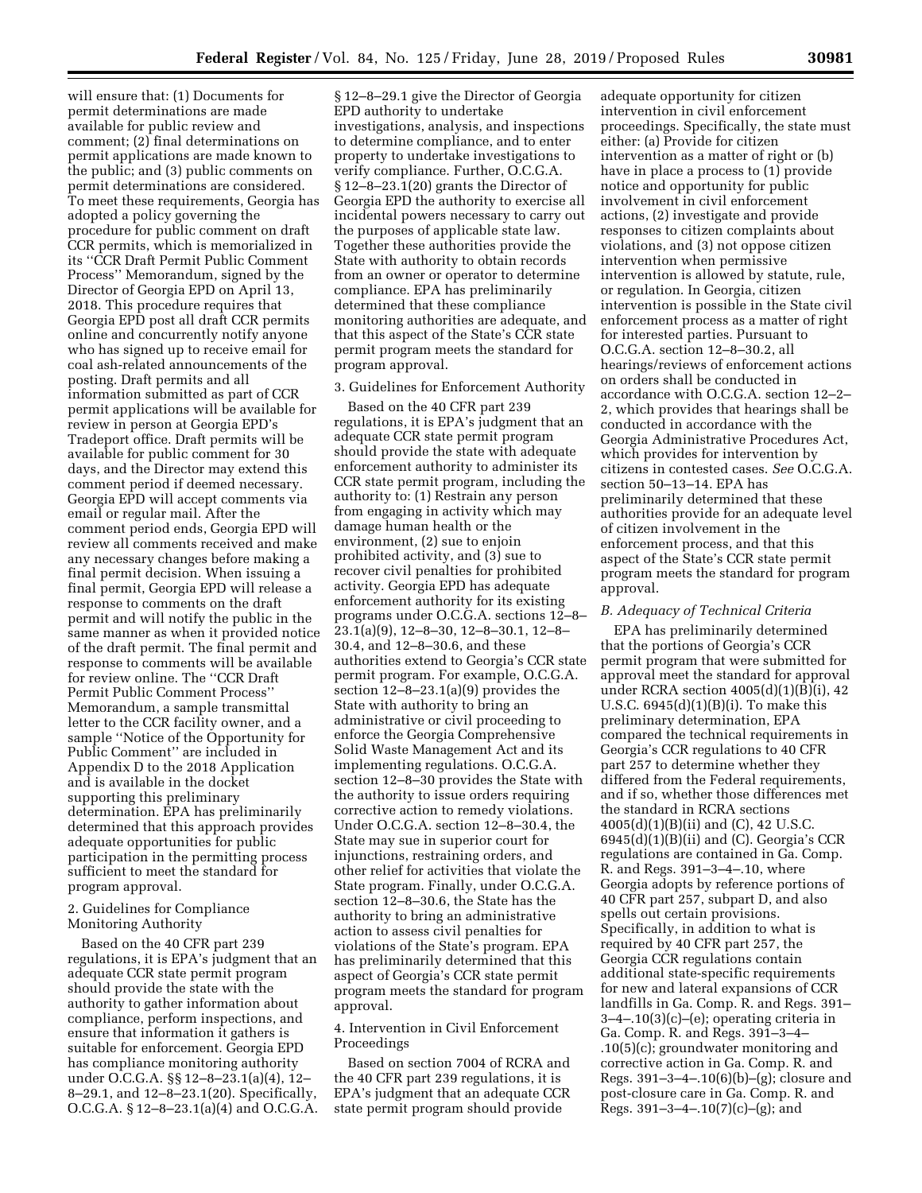will ensure that: (1) Documents for permit determinations are made available for public review and comment; (2) final determinations on permit applications are made known to the public; and (3) public comments on permit determinations are considered. To meet these requirements, Georgia has adopted a policy governing the procedure for public comment on draft CCR permits, which is memorialized in its "CCR Draft Permit Public Comment Process" Memorandum, signed by the Director of Georgia EPD on April 13, 2018. This procedure requires that Georgia EPD post all draft CCR permits online and concurrently notify anyone who has signed up to receive email for coal ash-related announcements of the posting. Draft permits and all information submitted as part of CCR permit applications will be available for review in person at Georgia EPD's Tradeport office. Draft permits will be available for public comment for 30 days, and the Director may extend this comment period if deemed necessary. Georgia EPD will accept comments via email or regular mail. After the comment period ends, Georgia EPD will review all comments received and make any necessary changes before making a final permit decision. When issuing a final permit, Georgia EPD will release a response to comments on the draft permit and will notify the public in the same manner as when it provided notice of the draft permit. The final permit and response to comments will be available for review online. The "CCR Draft Permit Public Comment Process" Memorandum, a sample transmittal letter to the CCR facility owner, and a sample "Notice of the Opportunity for Public Comment" are included in Appendix D to the 2018 Application and is available in the docket supporting this preliminary determination. EPA has preliminarily determined that this approach provides adequate opportunities for public participation in the permitting process sufficient to meet the standard for program approval.

2. Guidelines for Compliance Monitoring Authority

Based on the 40 CFR part 239 regulations, it is EPA's judgment that an adequate CCR state permit program should provide the state with the authority to gather information about compliance, perform inspections, and ensure that information it gathers is suitable for enforcement. Georgia EPD has compliance monitoring authority under O.C.G.A. §§ 12–8–23.1(a)(4), 12–8–29.1, and 12–8–23.1(20). Specifically, O.C.G.A. § 12–8–23.1(a)(4) and O.C.G.A. § 12–8–29.1 give the Director of Georgia EPD authority to undertake investigations, analysis, and inspections to determine compliance, and to enter property to undertake investigations to verify compliance. Further, O.C.G.A. § 12–8–23.1(20) grants the Director of Georgia EPD the authority to exercise all incidental powers necessary to carry out the purposes of applicable state law. Together these authorities provide the State with authority to obtain records from an owner or operator to determine compliance. EPA has preliminarily determined that these compliance monitoring authorities are adequate, and that this aspect of the State's CCR state permit program meets the standard for program approval.

3. Guidelines for Enforcement Authority

Based on the 40 CFR part 239 regulations, it is EPA's judgment that an adequate CCR state permit program should provide the state with adequate enforcement authority to administer its CCR state permit program, including the authority to: (1) Restrain any person from engaging in activity which may damage human health or the environment, (2) sue to enjoin prohibited activity, and (3) sue to recover civil penalties for prohibited activity. Georgia EPD has adequate enforcement authority for its existing programs under O.C.G.A. sections 12–8–23.1(a)(9), 12–8–30, 12–8–30.1, 12–8–30.4, and 12–8–30.6, and these authorities extend to Georgia's CCR state permit program. For example, O.C.G.A. section 12–8–23.1(a)(9) provides the State with authority to bring an administrative or civil proceeding to enforce the Georgia Comprehensive Solid Waste Management Act and its implementing regulations. O.C.G.A. section 12–8–30 provides the State with the authority to issue orders requiring corrective action to remedy violations. Under O.C.G.A. section 12–8–30.4, the State may sue in superior court for injunctions, restraining orders, and other relief for activities that violate the State program. Finally, under O.C.G.A. section 12–8–30.6, the State has the authority to bring an administrative action to assess civil penalties for violations of the State's program. EPA has preliminarily determined that this aspect of Georgia's CCR state permit program meets the standard for program approval.

4. Intervention in Civil Enforcement Proceedings

Based on section 7004 of RCRA and the 40 CFR part 239 regulations, it is EPA's judgment that an adequate CCR state permit program should provide adequate opportunity for citizen intervention in civil enforcement proceedings. Specifically, the state must either: (a) Provide for citizen intervention as a matter of right or (b) have in place a process to (1) provide notice and opportunity for public involvement in civil enforcement actions, (2) investigate and provide responses to citizen complaints about violations, and (3) not oppose citizen intervention when permissive intervention is allowed by statute, rule, or regulation. In Georgia, citizen intervention is possible in the State civil enforcement process as a matter of right for interested parties. Pursuant to O.C.G.A. section 12–8–30.2, all hearings/reviews of enforcement actions on orders shall be conducted in accordance with O.C.G.A. section 12–2–2, which provides that hearings shall be conducted in accordance with the Georgia Administrative Procedures Act, which provides for intervention by citizens in contested cases. *See* O.C.G.A. section 50–13–14. EPA has preliminarily determined that these authorities provide for an adequate level of citizen involvement in the enforcement process, and that this aspect of the State's CCR state permit program meets the standard for program approval.

*B. Adequacy of Technical Criteria*

EPA has preliminarily determined that the portions of Georgia's CCR permit program that were submitted for approval meet the standard for approval under RCRA section 4005(d)(1)(B)(i), 42 U.S.C. 6945(d)(1)(B)(i). To make this preliminary determination, EPA compared the technical requirements in Georgia's CCR regulations to 40 CFR part 257 to determine whether they differed from the Federal requirements, and if so, whether those differences met the standard in RCRA sections 4005(d)(1)(B)(ii) and (C), 42 U.S.C. 6945(d)(1)(B)(ii) and (C). Georgia's CCR regulations are contained in Ga. Comp. R. and Regs. 391–3–4–.10, where Georgia adopts by reference portions of 40 CFR part 257, subpart D, and also spells out certain provisions. Specifically, in addition to what is required by 40 CFR part 257, the Georgia CCR regulations contain additional state-specific requirements for new and lateral expansions of CCR landfills in Ga. Comp. R. and Regs. 391–3–4–.10(3)(c)–(e); operating criteria in Ga. Comp. R. and Regs. 391–3–4–.10(5)(c); groundwater monitoring and corrective action in Ga. Comp. R. and Regs. 391–3–4–.10(6)(b)–(g); closure and post-closure care in Ga. Comp. R. and Regs. 391–3–4–.10(7)(c)–(g); and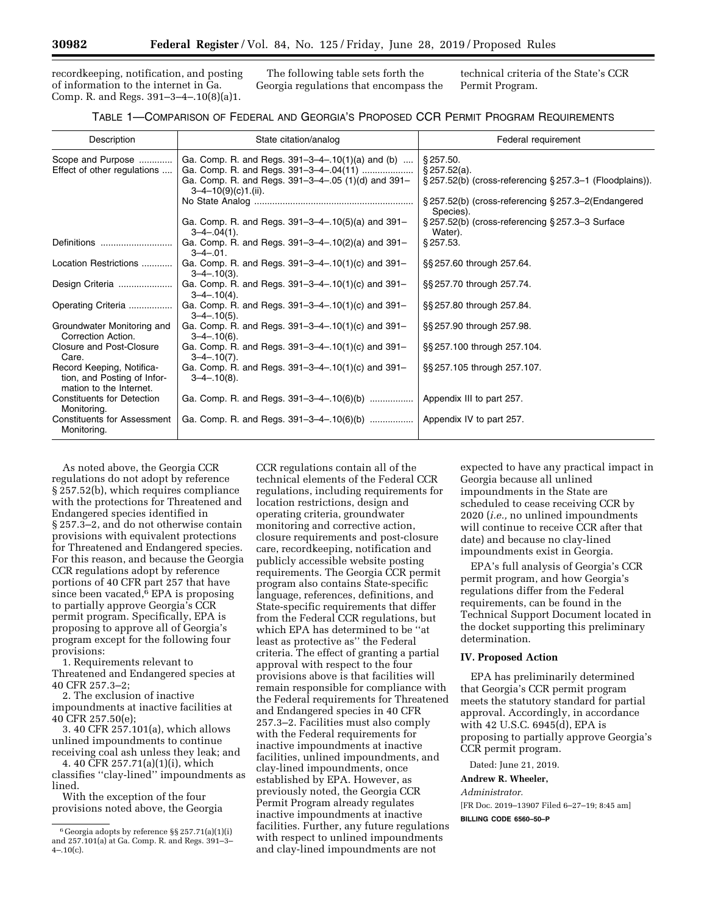recordkeeping, notification, and posting of information to the internet in Ga. Comp. R. and Regs. 391–3–4–.10(8)(a)1.

The following table sets forth the Georgia regulations that encompass the technical criteria of the State's CCR Permit Program.

TABLE 1—COMPARISON OF FEDERAL AND GEORGIA'S PROPOSED CCR PERMIT PROGRAM REQUIREMENTS

| Description | State citation/analog | Federal requirement |
|---|---|---|
| Scope and Purpose | Ga. Comp. R. and Regs. 391–3–4–.10(1)(a) and (b) | § 257.50. |
| Effect of other regulations | Ga. Comp. R. and Regs. 391–3–4–.04(11) | § 257.52(a). |
| | Ga. Comp. R. and Regs. 391–3–4–.05 (1)(d) and 391–3–4–10(9)(c)1.(ii). | § 257.52(b) (cross-referencing § 257.3–1 (Floodplains)). |
| | No State Analog | § 257.52(b) (cross-referencing § 257.3–2(Endangered Species). |
| | Ga. Comp. R. and Regs. 391–3–4–.10(5)(a) and 391–3–4–.04(1). | § 257.52(b) (cross-referencing § 257.3–3 Surface Water). |
| Definitions | Ga. Comp. R. and Regs. 391–3–4–.10(2)(a) and 391–3–4–.01. | § 257.53. |
| Location Restrictions | Ga. Comp. R. and Regs. 391–3–4–.10(1)(c) and 391–3–4–.10(3). | §§ 257.60 through 257.64. |
| Design Criteria | Ga. Comp. R. and Regs. 391–3–4–.10(1)(c) and 391–3–4–.10(4). | §§ 257.70 through 257.74. |
| Operating Criteria | Ga. Comp. R. and Regs. 391–3–4–.10(1)(c) and 391–3–4–.10(5). | §§ 257.80 through 257.84. |
| Groundwater Monitoring and Correction Action. | Ga. Comp. R. and Regs. 391–3–4–.10(1)(c) and 391–3–4–.10(6). | §§ 257.90 through 257.98. |
| Closure and Post-Closure Care. | Ga. Comp. R. and Regs. 391–3–4–.10(1)(c) and 391–3–4–.10(7). | §§ 257.100 through 257.104. |
| Record Keeping, Notification, and Posting of Information to the Internet. | Ga. Comp. R. and Regs. 391–3–4–.10(1)(c) and 391–3–4–.10(8). | §§ 257.105 through 257.107. |
| Constituents for Detection Monitoring. | Ga. Comp. R. and Regs. 391–3–4–.10(6)(b) | Appendix III to part 257. |
| Constituents for Assessment Monitoring. | Ga. Comp. R. and Regs. 391–3–4–.10(6)(b) | Appendix IV to part 257. |

As noted above, the Georgia CCR regulations do not adopt by reference § 257.52(b), which requires compliance with the protections for Threatened and Endangered species identified in § 257.3–2, and do not otherwise contain provisions with equivalent protections for Threatened and Endangered species. For this reason, and because the Georgia CCR regulations adopt by reference portions of 40 CFR part 257 that have since been vacated,[6] EPA is proposing to partially approve Georgia's CCR permit program. Specifically, EPA is proposing to approve all of Georgia's program except for the following four provisions:

1. Requirements relevant to Threatened and Endangered species at 40 CFR 257.3–2;
2. The exclusion of inactive impoundments at inactive facilities at 40 CFR 257.50(e);
3. 40 CFR 257.101(a), which allows unlined impoundments to continue receiving coal ash unless they leak; and
4. 40 CFR 257.71(a)(1)(i), which classifies "clay-lined" impoundments as lined.

With the exception of the four provisions noted above, the Georgia CCR regulations contain all of the technical elements of the Federal CCR regulations, including requirements for location restrictions, design and operating criteria, groundwater monitoring and corrective action, closure requirements and post-closure care, recordkeeping, notification and publicly accessible website posting requirements. The Georgia CCR permit program also contains State-specific language, references, definitions, and State-specific requirements that differ from the Federal CCR regulations, but which EPA has determined to be "at least as protective as" the Federal criteria. The effect of granting a partial approval with respect to the four provisions above is that facilities will remain responsible for compliance with the Federal requirements for Threatened and Endangered species in 40 CFR 257.3–2. Facilities must also comply with the Federal requirements for inactive impoundments at inactive facilities, unlined impoundments, and clay-lined impoundments, once established by EPA. However, as previously noted, the Georgia CCR Permit Program already regulates inactive impoundments at inactive facilities. Further, any future regulations with respect to unlined impoundments and clay-lined impoundments are not expected to have any practical impact in Georgia because all unlined impoundments in the State are scheduled to cease receiving CCR by 2020 (*i.e.,* no unlined impoundments will continue to receive CCR after that date) and because no clay-lined impoundments exist in Georgia.

EPA's full analysis of Georgia's CCR permit program, and how Georgia's regulations differ from the Federal requirements, can be found in the Technical Support Document located in the docket supporting this preliminary determination.

## IV. Proposed Action

EPA has preliminarily determined that Georgia's CCR permit program meets the statutory standard for partial approval. Accordingly, in accordance with 42 U.S.C. 6945(d), EPA is proposing to partially approve Georgia's CCR permit program.

Dated: June 21, 2019.

**Andrew R. Wheeler,**

*Administrator.*

[FR Doc. 2019–13907 Filed 6–27–19; 8:45 am]

**BILLING CODE 6560–50–P**

---

[6] Georgia adopts by reference §§ 257.71(a)(1)(i) and 257.101(a) at Ga. Comp. R. and Regs. 391–3–4–.10(c).